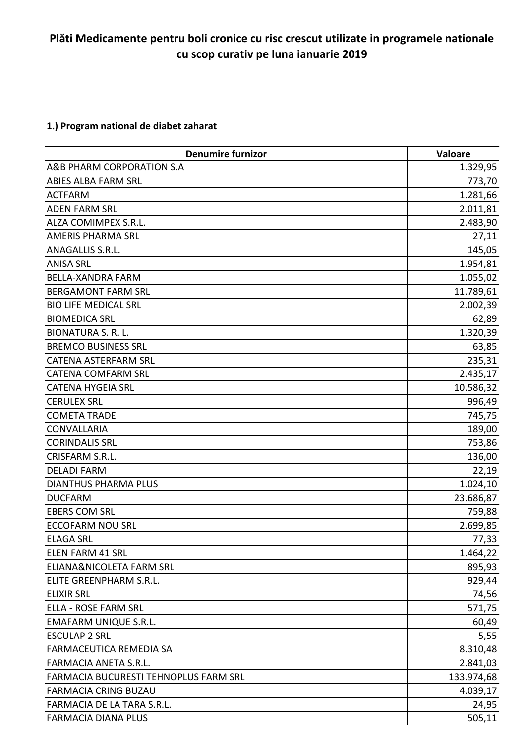# Plăti Medicamente pentru boli cronice cu risc crescut utilizate in programele nationale cu scop curativ pe luna ianuarie 2019

## 1.) Program national de diabet zaharat

| Denumire furnizor | Valoare |
|---|---:|
| A&B PHARM CORPORATION S.A | 1.329,95 |
| ABIES ALBA FARM SRL | 773,70 |
| ACTFARM | 1.281,66 |
| ADEN FARM SRL | 2.011,81 |
| ALZA COMIMPEX S.R.L. | 2.483,90 |
| AMERIS PHARMA SRL | 27,11 |
| ANAGALLIS S.R.L. | 145,05 |
| ANISA SRL | 1.954,81 |
| BELLA-XANDRA FARM | 1.055,02 |
| BERGAMONT FARM SRL | 11.789,61 |
| BIO LIFE MEDICAL SRL | 2.002,39 |
| BIOMEDICA SRL | 62,89 |
| BIONATURA S. R. L. | 1.320,39 |
| BREMCO BUSINESS SRL | 63,85 |
| CATENA ASTERFARM SRL | 235,31 |
| CATENA COMFARM SRL | 2.435,17 |
| CATENA HYGEIA SRL | 10.586,32 |
| CERULEX SRL | 996,49 |
| COMETA TRADE | 745,75 |
| CONVALLARIA | 189,00 |
| CORINDALIS SRL | 753,86 |
| CRISFARM S.R.L. | 136,00 |
| DELADI FARM | 22,19 |
| DIANTHUS PHARMA PLUS | 1.024,10 |
| DUCFARM | 23.686,87 |
| EBERS COM SRL | 759,88 |
| ECCOFARM NOU SRL | 2.699,85 |
| ELAGA SRL | 77,33 |
| ELEN FARM 41 SRL | 1.464,22 |
| ELIANA&NICOLETA FARM SRL | 895,93 |
| ELITE GREENPHARM S.R.L. | 929,44 |
| ELIXIR SRL | 74,56 |
| ELLA - ROSE FARM SRL | 571,75 |
| EMAFARM UNIQUE S.R.L. | 60,49 |
| ESCULAP 2 SRL | 5,55 |
| FARMACEUTICA REMEDIA SA | 8.310,48 |
| FARMACIA ANETA S.R.L. | 2.841,03 |
| FARMACIA BUCURESTI TEHNOPLUS FARM SRL | 133.974,68 |
| FARMACIA CRING BUZAU | 4.039,17 |
| FARMACIA DE LA TARA S.R.L. | 24,95 |
| FARMACIA DIANA PLUS | 505,11 |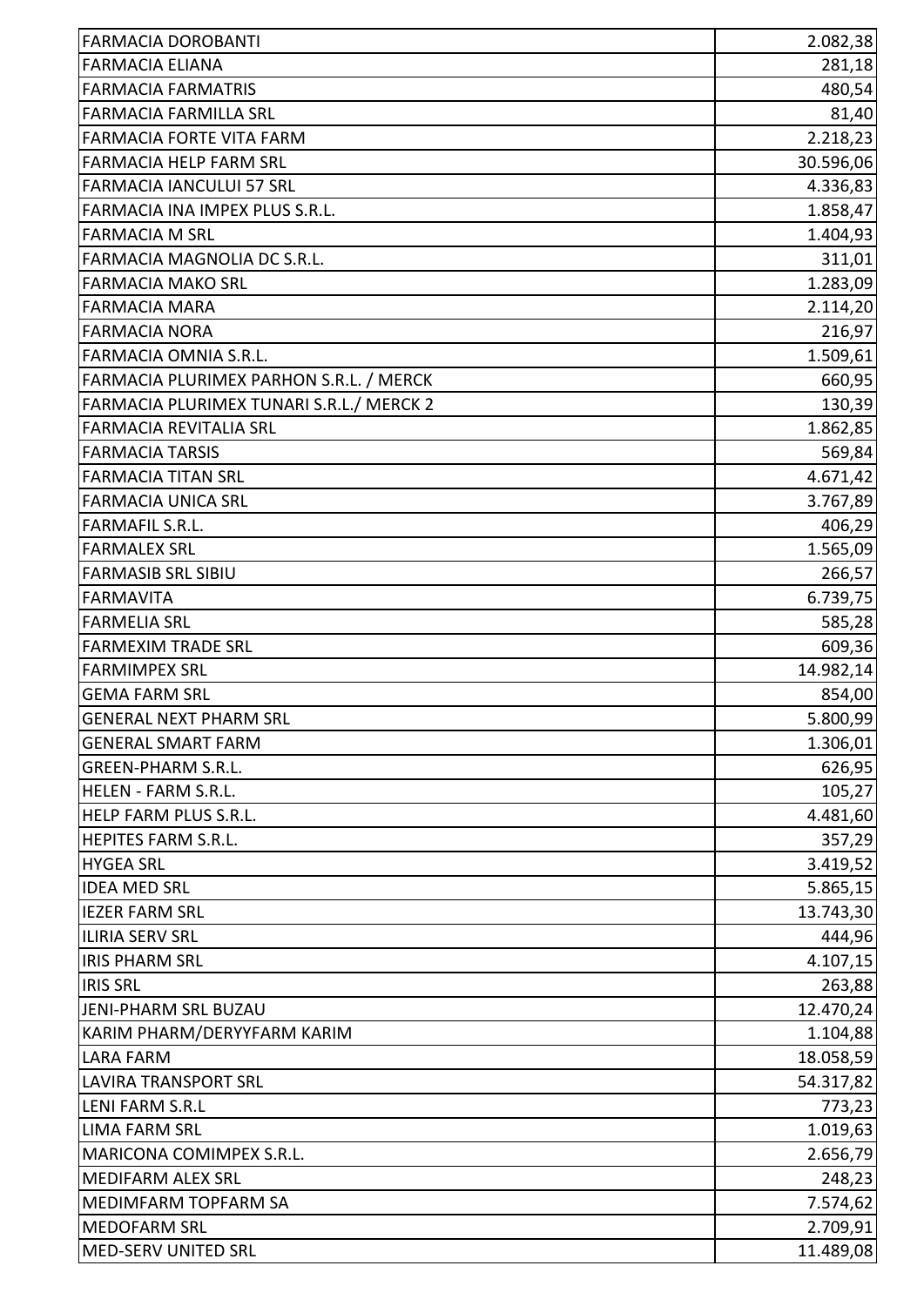| | |
|---|---|
| FARMACIA DOROBANTI | 2.082,38 |
| FARMACIA ELIANA | 281,18 |
| FARMACIA FARMATRIS | 480,54 |
| FARMACIA FARMILLA SRL | 81,40 |
| FARMACIA FORTE VITA FARM | 2.218,23 |
| FARMACIA HELP FARM SRL | 30.596,06 |
| FARMACIA IANCULUI 57 SRL | 4.336,83 |
| FARMACIA INA IMPEX PLUS S.R.L. | 1.858,47 |
| FARMACIA M SRL | 1.404,93 |
| FARMACIA MAGNOLIA DC S.R.L. | 311,01 |
| FARMACIA MAKO SRL | 1.283,09 |
| FARMACIA MARA | 2.114,20 |
| FARMACIA NORA | 216,97 |
| FARMACIA OMNIA S.R.L. | 1.509,61 |
| FARMACIA PLURIMEX PARHON S.R.L. / MERCK | 660,95 |
| FARMACIA PLURIMEX TUNARI S.R.L./ MERCK 2 | 130,39 |
| FARMACIA REVITALIA SRL | 1.862,85 |
| FARMACIA TARSIS | 569,84 |
| FARMACIA TITAN SRL | 4.671,42 |
| FARMACIA UNICA SRL | 3.767,89 |
| FARMAFIL S.R.L. | 406,29 |
| FARMALEX SRL | 1.565,09 |
| FARMASIB SRL SIBIU | 266,57 |
| FARMAVITA | 6.739,75 |
| FARMELIA SRL | 585,28 |
| FARMEXIM TRADE SRL | 609,36 |
| FARMIMPEX SRL | 14.982,14 |
| GEMA FARM SRL | 854,00 |
| GENERAL NEXT PHARM SRL | 5.800,99 |
| GENERAL SMART FARM | 1.306,01 |
| GREEN-PHARM S.R.L. | 626,95 |
| HELEN - FARM S.R.L. | 105,27 |
| HELP FARM PLUS S.R.L. | 4.481,60 |
| HEPITES FARM S.R.L. | 357,29 |
| HYGEA SRL | 3.419,52 |
| IDEA MED SRL | 5.865,15 |
| IEZER FARM SRL | 13.743,30 |
| ILIRIA SERV SRL | 444,96 |
| IRIS PHARM SRL | 4.107,15 |
| IRIS SRL | 263,88 |
| JENI-PHARM SRL BUZAU | 12.470,24 |
| KARIM PHARM/DERYYFARM KARIM | 1.104,88 |
| LARA FARM | 18.058,59 |
| LAVIRA TRANSPORT SRL | 54.317,82 |
| LENI FARM S.R.L | 773,23 |
| LIMA FARM SRL | 1.019,63 |
| MARICONA COMIMPEX S.R.L. | 2.656,79 |
| MEDIFARM ALEX SRL | 248,23 |
| MEDIMFARM TOPFARM SA | 7.574,62 |
| MEDOFARM SRL | 2.709,91 |
| MED-SERV UNITED SRL | 11.489,08 |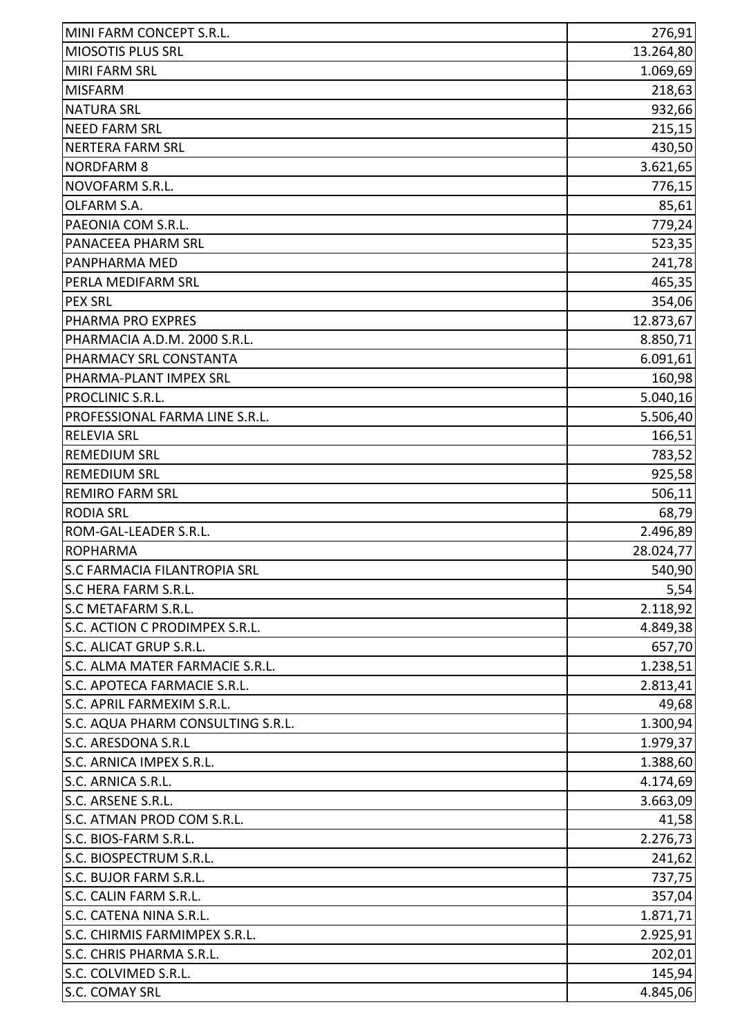| | |
|---|---|
| MINI FARM CONCEPT S.R.L. | 276,91 |
| MIOSOTIS PLUS SRL | 13.264,80 |
| MIRI FARM SRL | 1.069,69 |
| MISFARM | 218,63 |
| NATURA SRL | 932,66 |
| NEED FARM SRL | 215,15 |
| NERTERA FARM SRL | 430,50 |
| NORDFARM 8 | 3.621,65 |
| NOVOFARM S.R.L. | 776,15 |
| OLFARM S.A. | 85,61 |
| PAEONIA COM S.R.L. | 779,24 |
| PANACEEA PHARM SRL | 523,35 |
| PANPHARMA MED | 241,78 |
| PERLA MEDIFARM SRL | 465,35 |
| PEX SRL | 354,06 |
| PHARMA PRO EXPRES | 12.873,67 |
| PHARMACIA A.D.M. 2000 S.R.L. | 8.850,71 |
| PHARMACY SRL CONSTANTA | 6.091,61 |
| PHARMA-PLANT IMPEX SRL | 160,98 |
| PROCLINIC S.R.L. | 5.040,16 |
| PROFESSIONAL FARMA LINE S.R.L. | 5.506,40 |
| RELEVIA SRL | 166,51 |
| REMEDIUM SRL | 783,52 |
| REMEDIUM SRL | 925,58 |
| REMIRO FARM SRL | 506,11 |
| RODIA SRL | 68,79 |
| ROM-GAL-LEADER S.R.L. | 2.496,89 |
| ROPHARMA | 28.024,77 |
| S.C FARMACIA FILANTROPIA SRL | 540,90 |
| S.C HERA FARM S.R.L. | 5,54 |
| S.C METAFARM S.R.L. | 2.118,92 |
| S.C. ACTION C PRODIMPEX S.R.L. | 4.849,38 |
| S.C. ALICAT GRUP S.R.L. | 657,70 |
| S.C. ALMA MATER FARMACIE S.R.L. | 1.238,51 |
| S.C. APOTECA FARMACIE S.R.L. | 2.813,41 |
| S.C. APRIL FARMEXIM S.R.L. | 49,68 |
| S.C. AQUA PHARM CONSULTING S.R.L. | 1.300,94 |
| S.C. ARESDONA S.R.L | 1.979,37 |
| S.C. ARNICA IMPEX S.R.L. | 1.388,60 |
| S.C. ARNICA S.R.L. | 4.174,69 |
| S.C. ARSENE S.R.L. | 3.663,09 |
| S.C. ATMAN PROD COM S.R.L. | 41,58 |
| S.C. BIOS-FARM S.R.L. | 2.276,73 |
| S.C. BIOSPECTRUM S.R.L. | 241,62 |
| S.C. BUJOR FARM S.R.L. | 737,75 |
| S.C. CALIN FARM S.R.L. | 357,04 |
| S.C. CATENA NINA S.R.L. | 1.871,71 |
| S.C. CHIRMIS FARMIMPEX S.R.L. | 2.925,91 |
| S.C. CHRIS PHARMA S.R.L. | 202,01 |
| S.C. COLVIMED S.R.L. | 145,94 |
| S.C. COMAY SRL | 4.845,06 |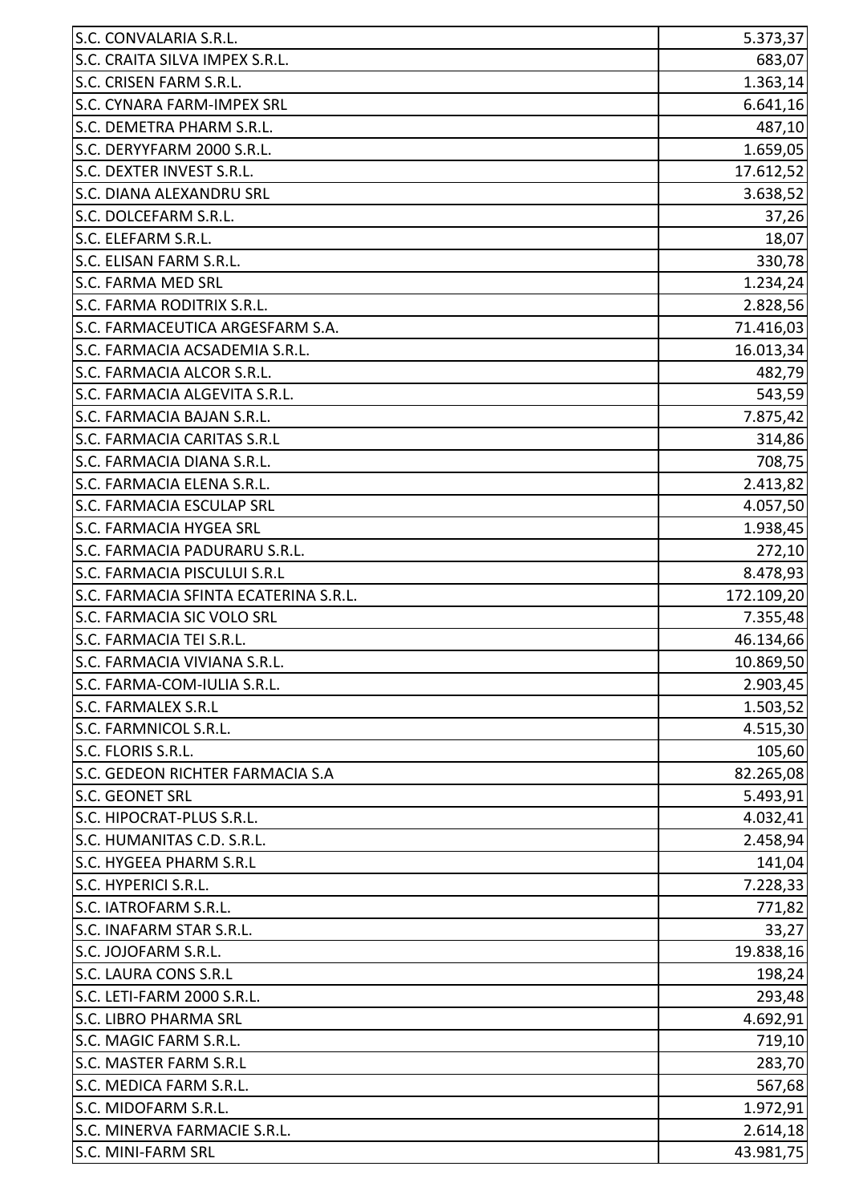| | |
|---|---|
| S.C. CONVALARIA S.R.L. | 5.373,37 |
| S.C. CRAITA SILVA IMPEX S.R.L. | 683,07 |
| S.C. CRISEN FARM S.R.L. | 1.363,14 |
| S.C. CYNARA FARM-IMPEX SRL | 6.641,16 |
| S.C. DEMETRA PHARM S.R.L. | 487,10 |
| S.C. DERYYFARM 2000 S.R.L. | 1.659,05 |
| S.C. DEXTER INVEST S.R.L. | 17.612,52 |
| S.C. DIANA ALEXANDRU SRL | 3.638,52 |
| S.C. DOLCEFARM S.R.L. | 37,26 |
| S.C. ELEFARM S.R.L. | 18,07 |
| S.C. ELISAN FARM S.R.L. | 330,78 |
| S.C. FARMA MED SRL | 1.234,24 |
| S.C. FARMA RODITRIX S.R.L. | 2.828,56 |
| S.C. FARMACEUTICA ARGESFARM S.A. | 71.416,03 |
| S.C. FARMACIA ACSADEMIA S.R.L. | 16.013,34 |
| S.C. FARMACIA ALCOR S.R.L. | 482,79 |
| S.C. FARMACIA ALGEVITA S.R.L. | 543,59 |
| S.C. FARMACIA BAJAN S.R.L. | 7.875,42 |
| S.C. FARMACIA CARITAS S.R.L | 314,86 |
| S.C. FARMACIA DIANA S.R.L. | 708,75 |
| S.C. FARMACIA ELENA S.R.L. | 2.413,82 |
| S.C. FARMACIA ESCULAP SRL | 4.057,50 |
| S.C. FARMACIA HYGEA SRL | 1.938,45 |
| S.C. FARMACIA PADURARU S.R.L. | 272,10 |
| S.C. FARMACIA PISCULUI S.R.L | 8.478,93 |
| S.C. FARMACIA SFINTA ECATERINA S.R.L. | 172.109,20 |
| S.C. FARMACIA SIC VOLO SRL | 7.355,48 |
| S.C. FARMACIA TEI S.R.L. | 46.134,66 |
| S.C. FARMACIA VIVIANA S.R.L. | 10.869,50 |
| S.C. FARMA-COM-IULIA S.R.L. | 2.903,45 |
| S.C. FARMALEX S.R.L | 1.503,52 |
| S.C. FARMNICOL S.R.L. | 4.515,30 |
| S.C. FLORIS S.R.L. | 105,60 |
| S.C. GEDEON RICHTER FARMACIA S.A | 82.265,08 |
| S.C. GEONET SRL | 5.493,91 |
| S.C. HIPOCRAT-PLUS S.R.L. | 4.032,41 |
| S.C. HUMANITAS C.D. S.R.L. | 2.458,94 |
| S.C. HYGEEA PHARM S.R.L | 141,04 |
| S.C. HYPERICI S.R.L. | 7.228,33 |
| S.C. IATROFARM S.R.L. | 771,82 |
| S.C. INAFARM STAR S.R.L. | 33,27 |
| S.C. JOJOFARM S.R.L. | 19.838,16 |
| S.C. LAURA CONS S.R.L | 198,24 |
| S.C. LETI-FARM 2000 S.R.L. | 293,48 |
| S.C. LIBRO PHARMA SRL | 4.692,91 |
| S.C. MAGIC FARM S.R.L. | 719,10 |
| S.C. MASTER FARM S.R.L | 283,70 |
| S.C. MEDICA FARM S.R.L. | 567,68 |
| S.C. MIDOFARM S.R.L. | 1.972,91 |
| S.C. MINERVA FARMACIE S.R.L. | 2.614,18 |
| S.C. MINI-FARM SRL | 43.981,75 |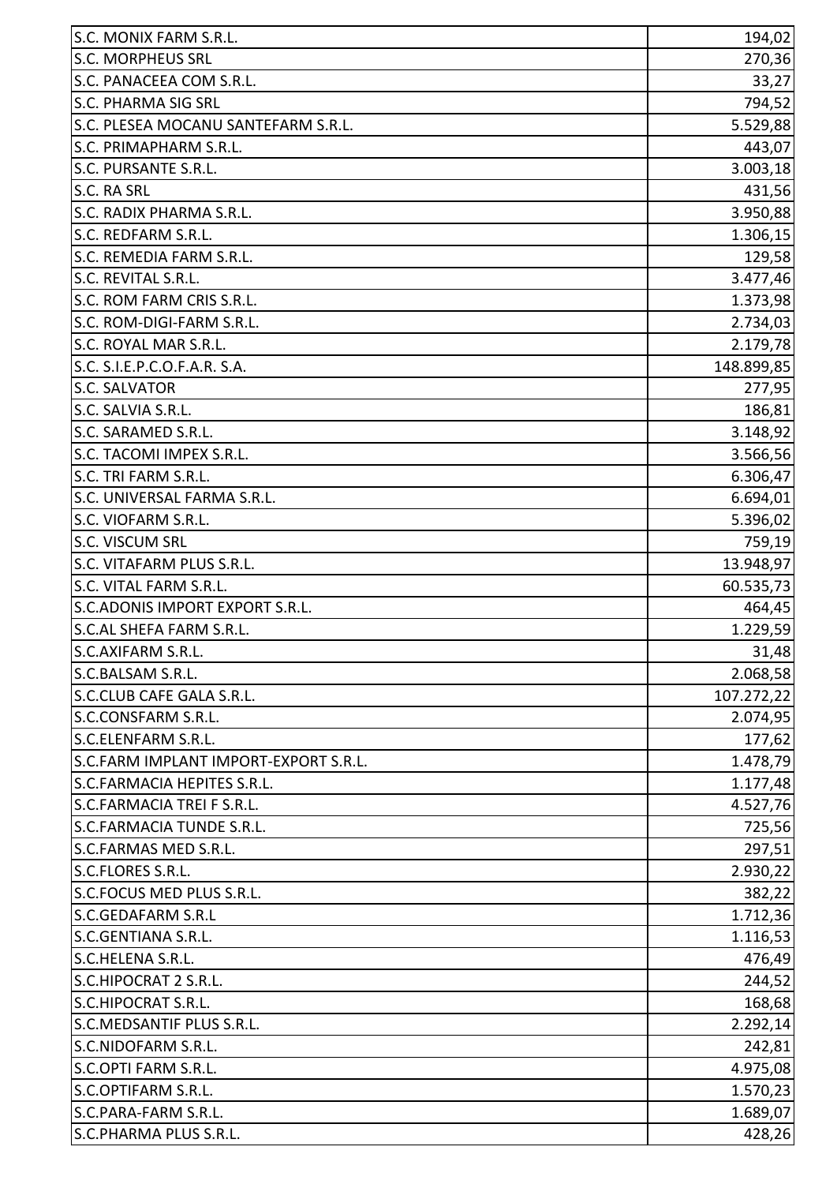| | |
|---|---|
| S.C. MONIX FARM S.R.L. | 194,02 |
| S.C. MORPHEUS SRL | 270,36 |
| S.C. PANACEEA COM S.R.L. | 33,27 |
| S.C. PHARMA SIG SRL | 794,52 |
| S.C. PLESEA MOCANU SANTEFARM S.R.L. | 5.529,88 |
| S.C. PRIMAPHARM S.R.L. | 443,07 |
| S.C. PURSANTE S.R.L. | 3.003,18 |
| S.C. RA SRL | 431,56 |
| S.C. RADIX PHARMA S.R.L. | 3.950,88 |
| S.C. REDFARM S.R.L. | 1.306,15 |
| S.C. REMEDIA FARM S.R.L. | 129,58 |
| S.C. REVITAL S.R.L. | 3.477,46 |
| S.C. ROM FARM CRIS S.R.L. | 1.373,98 |
| S.C. ROM-DIGI-FARM S.R.L. | 2.734,03 |
| S.C. ROYAL MAR S.R.L. | 2.179,78 |
| S.C. S.I.E.P.C.O.F.A.R. S.A. | 148.899,85 |
| S.C. SALVATOR | 277,95 |
| S.C. SALVIA S.R.L. | 186,81 |
| S.C. SARAMED S.R.L. | 3.148,92 |
| S.C. TACOMI IMPEX S.R.L. | 3.566,56 |
| S.C. TRI FARM S.R.L. | 6.306,47 |
| S.C. UNIVERSAL FARMA S.R.L. | 6.694,01 |
| S.C. VIOFARM S.R.L. | 5.396,02 |
| S.C. VISCUM SRL | 759,19 |
| S.C. VITAFARM PLUS S.R.L. | 13.948,97 |
| S.C. VITAL FARM S.R.L. | 60.535,73 |
| S.C.ADONIS IMPORT EXPORT S.R.L. | 464,45 |
| S.C.AL SHEFA FARM S.R.L. | 1.229,59 |
| S.C.AXIFARM S.R.L. | 31,48 |
| S.C.BALSAM S.R.L. | 2.068,58 |
| S.C.CLUB CAFE GALA S.R.L. | 107.272,22 |
| S.C.CONSFARM S.R.L. | 2.074,95 |
| S.C.ELENFARM S.R.L. | 177,62 |
| S.C.FARM IMPLANT IMPORT-EXPORT S.R.L. | 1.478,79 |
| S.C.FARMACIA HEPITES S.R.L. | 1.177,48 |
| S.C.FARMACIA TREI F S.R.L. | 4.527,76 |
| S.C.FARMACIA TUNDE S.R.L. | 725,56 |
| S.C.FARMAS MED S.R.L. | 297,51 |
| S.C.FLORES S.R.L. | 2.930,22 |
| S.C.FOCUS MED PLUS S.R.L. | 382,22 |
| S.C.GEDAFARM S.R.L | 1.712,36 |
| S.C.GENTIANA S.R.L. | 1.116,53 |
| S.C.HELENA S.R.L. | 476,49 |
| S.C.HIPOCRAT 2 S.R.L. | 244,52 |
| S.C.HIPOCRAT S.R.L. | 168,68 |
| S.C.MEDSANTIF PLUS S.R.L. | 2.292,14 |
| S.C.NIDOFARM S.R.L. | 242,81 |
| S.C.OPTI FARM S.R.L. | 4.975,08 |
| S.C.OPTIFARM S.R.L. | 1.570,23 |
| S.C.PARA-FARM S.R.L. | 1.689,07 |
| S.C.PHARMA PLUS S.R.L. | 428,26 |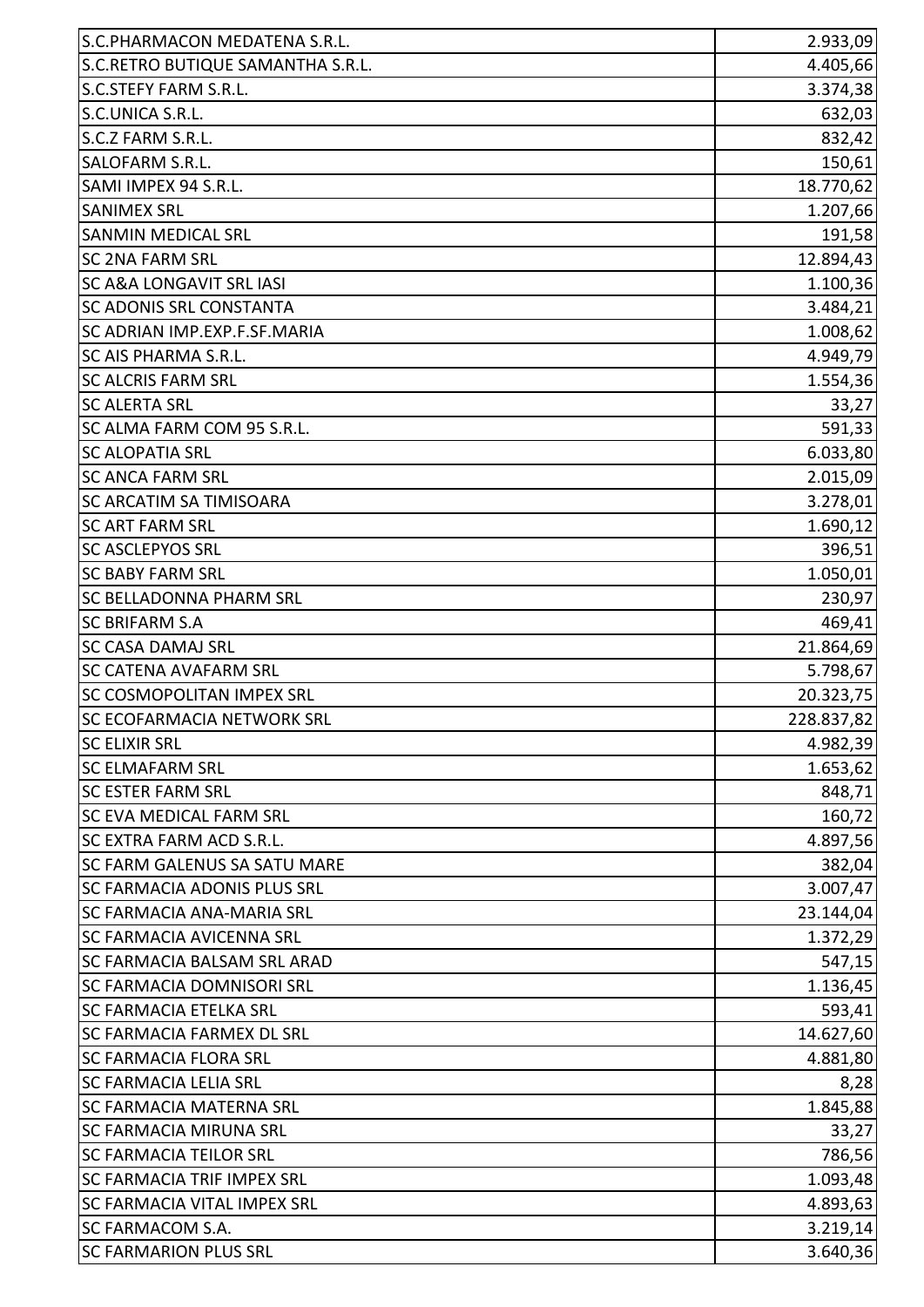| | |
|---|---|
| S.C.PHARMACON MEDATENA S.R.L. | 2.933,09 |
| S.C.RETRO BUTIQUE SAMANTHA S.R.L. | 4.405,66 |
| S.C.STEFY FARM S.R.L. | 3.374,38 |
| S.C.UNICA S.R.L. | 632,03 |
| S.C.Z FARM S.R.L. | 832,42 |
| SALOFARM S.R.L. | 150,61 |
| SAMI IMPEX 94 S.R.L. | 18.770,62 |
| SANIMEX SRL | 1.207,66 |
| SANMIN MEDICAL SRL | 191,58 |
| SC 2NA FARM SRL | 12.894,43 |
| SC A&A LONGAVIT SRL IASI | 1.100,36 |
| SC ADONIS SRL CONSTANTA | 3.484,21 |
| SC ADRIAN IMP.EXP.F.SF.MARIA | 1.008,62 |
| SC AIS PHARMA S.R.L. | 4.949,79 |
| SC ALCRIS FARM SRL | 1.554,36 |
| SC ALERTA SRL | 33,27 |
| SC ALMA FARM COM 95 S.R.L. | 591,33 |
| SC ALOPATIA SRL | 6.033,80 |
| SC ANCA FARM SRL | 2.015,09 |
| SC ARCATIM SA TIMISOARA | 3.278,01 |
| SC ART FARM SRL | 1.690,12 |
| SC ASCLEPYOS SRL | 396,51 |
| SC BABY FARM SRL | 1.050,01 |
| SC BELLADONNA PHARM SRL | 230,97 |
| SC BRIFARM S.A | 469,41 |
| SC CASA DAMAJ SRL | 21.864,69 |
| SC CATENA AVAFARM SRL | 5.798,67 |
| SC COSMOPOLITAN IMPEX SRL | 20.323,75 |
| SC ECOFARMACIA NETWORK SRL | 228.837,82 |
| SC ELIXIR SRL | 4.982,39 |
| SC ELMAFARM SRL | 1.653,62 |
| SC ESTER FARM SRL | 848,71 |
| SC EVA MEDICAL FARM SRL | 160,72 |
| SC EXTRA FARM ACD S.R.L. | 4.897,56 |
| SC FARM GALENUS SA SATU MARE | 382,04 |
| SC FARMACIA ADONIS PLUS SRL | 3.007,47 |
| SC FARMACIA ANA-MARIA SRL | 23.144,04 |
| SC FARMACIA AVICENNA SRL | 1.372,29 |
| SC FARMACIA BALSAM SRL ARAD | 547,15 |
| SC FARMACIA DOMNISORI SRL | 1.136,45 |
| SC FARMACIA ETELKA SRL | 593,41 |
| SC FARMACIA FARMEX DL SRL | 14.627,60 |
| SC FARMACIA FLORA SRL | 4.881,80 |
| SC FARMACIA LELIA SRL | 8,28 |
| SC FARMACIA MATERNA SRL | 1.845,88 |
| SC FARMACIA MIRUNA SRL | 33,27 |
| SC FARMACIA TEILOR SRL | 786,56 |
| SC FARMACIA TRIF IMPEX SRL | 1.093,48 |
| SC FARMACIA VITAL IMPEX SRL | 4.893,63 |
| SC FARMACOM S.A. | 3.219,14 |
| SC FARMARION PLUS SRL | 3.640,36 |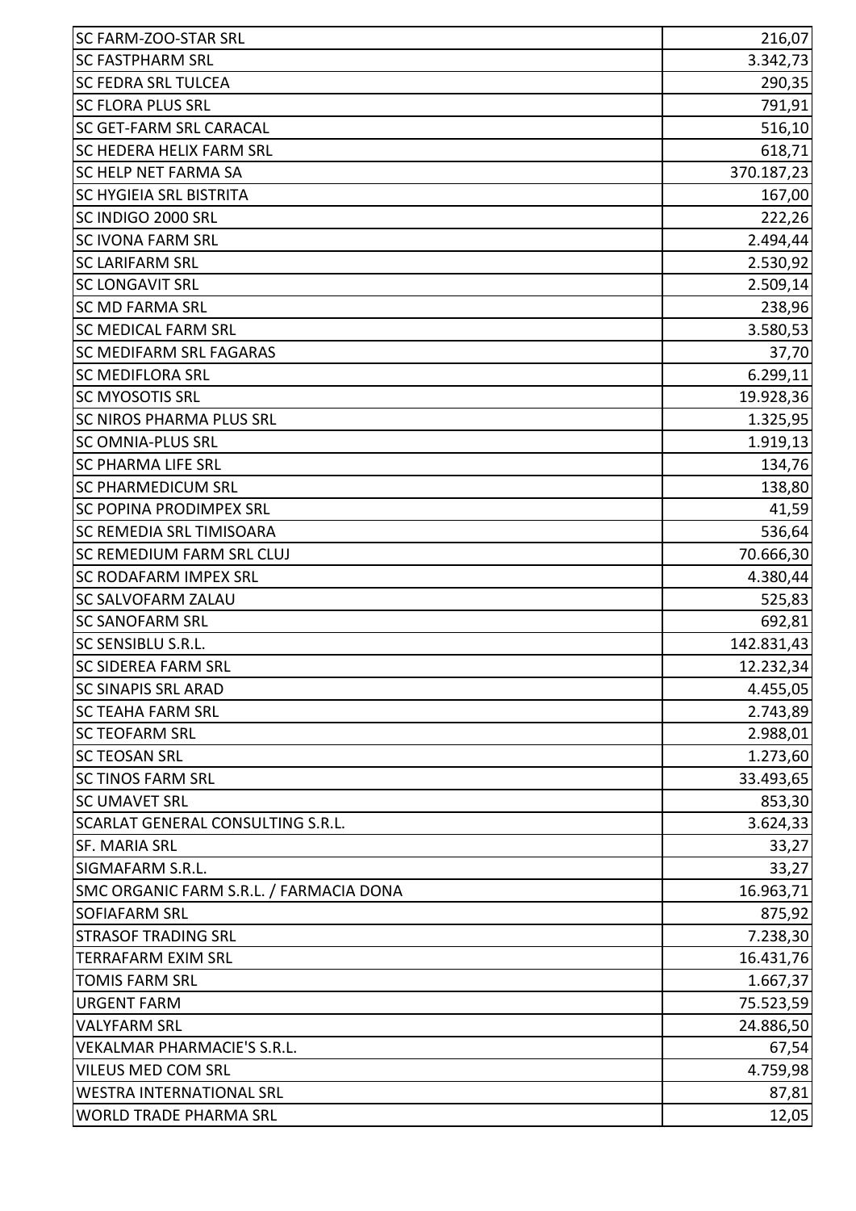| SC FARM-ZOO-STAR SRL | 216,07 |
|---|---|
| SC FASTPHARM SRL | 3.342,73 |
| SC FEDRA SRL TULCEA | 290,35 |
| SC FLORA PLUS SRL | 791,91 |
| SC GET-FARM SRL CARACAL | 516,10 |
| SC HEDERA HELIX FARM SRL | 618,71 |
| SC HELP NET FARMA SA | 370.187,23 |
| SC HYGIEIA SRL BISTRITA | 167,00 |
| SC INDIGO 2000 SRL | 222,26 |
| SC IVONA FARM SRL | 2.494,44 |
| SC LARIFARM SRL | 2.530,92 |
| SC LONGAVIT SRL | 2.509,14 |
| SC MD FARMA SRL | 238,96 |
| SC MEDICAL FARM SRL | 3.580,53 |
| SC MEDIFARM SRL FAGARAS | 37,70 |
| SC MEDIFLORA SRL | 6.299,11 |
| SC MYOSOTIS SRL | 19.928,36 |
| SC NIROS PHARMA PLUS SRL | 1.325,95 |
| SC OMNIA-PLUS SRL | 1.919,13 |
| SC PHARMA LIFE SRL | 134,76 |
| SC PHARMEDICUM SRL | 138,80 |
| SC POPINA PRODIMPEX SRL | 41,59 |
| SC REMEDIA SRL TIMISOARA | 536,64 |
| SC REMEDIUM FARM SRL CLUJ | 70.666,30 |
| SC RODAFARM IMPEX SRL | 4.380,44 |
| SC SALVOFARM ZALAU | 525,83 |
| SC SANOFARM SRL | 692,81 |
| SC SENSIBLU S.R.L. | 142.831,43 |
| SC SIDEREA FARM SRL | 12.232,34 |
| SC SINAPIS SRL ARAD | 4.455,05 |
| SC TEAHA FARM SRL | 2.743,89 |
| SC TEOFARM SRL | 2.988,01 |
| SC TEOSAN SRL | 1.273,60 |
| SC TINOS FARM SRL | 33.493,65 |
| SC UMAVET SRL | 853,30 |
| SCARLAT GENERAL CONSULTING S.R.L. | 3.624,33 |
| SF. MARIA SRL | 33,27 |
| SIGMAFARM S.R.L. | 33,27 |
| SMC ORGANIC FARM S.R.L. / FARMACIA DONA | 16.963,71 |
| SOFIAFARM SRL | 875,92 |
| STRASOF TRADING SRL | 7.238,30 |
| TERRAFARM EXIM SRL | 16.431,76 |
| TOMIS FARM SRL | 1.667,37 |
| URGENT FARM | 75.523,59 |
| VALYFARM SRL | 24.886,50 |
| VEKALMAR PHARMACIE'S S.R.L. | 67,54 |
| VILEUS MED COM SRL | 4.759,98 |
| WESTRA INTERNATIONAL SRL | 87,81 |
| WORLD TRADE PHARMA SRL | 12,05 |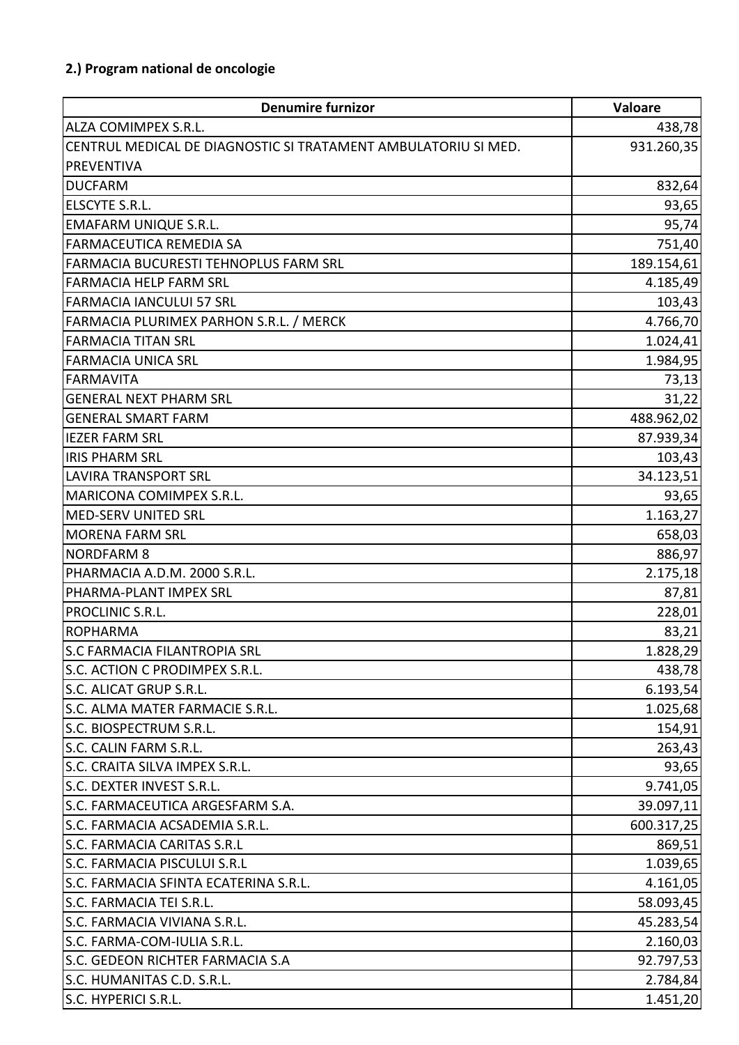**2.) Program national de oncologie**

| Denumire furnizor | Valoare |
| --- | --- |
| ALZA COMIMPEX S.R.L. | 438,78 |
| CENTRUL MEDICAL DE DIAGNOSTIC SI TRATAMENT AMBULATORIU SI MED. PREVENTIVA | 931.260,35 |
| DUCFARM | 832,64 |
| ELSCYTE S.R.L. | 93,65 |
| EMAFARM UNIQUE S.R.L. | 95,74 |
| FARMACEUTICA REMEDIA SA | 751,40 |
| FARMACIA BUCURESTI TEHNOPLUS FARM SRL | 189.154,61 |
| FARMACIA HELP FARM SRL | 4.185,49 |
| FARMACIA IANCULUI 57 SRL | 103,43 |
| FARMACIA PLURIMEX PARHON S.R.L. / MERCK | 4.766,70 |
| FARMACIA TITAN SRL | 1.024,41 |
| FARMACIA UNICA SRL | 1.984,95 |
| FARMAVITA | 73,13 |
| GENERAL NEXT PHARM SRL | 31,22 |
| GENERAL SMART FARM | 488.962,02 |
| IEZER FARM SRL | 87.939,34 |
| IRIS PHARM SRL | 103,43 |
| LAVIRA TRANSPORT SRL | 34.123,51 |
| MARICONA COMIMPEX S.R.L. | 93,65 |
| MED-SERV UNITED SRL | 1.163,27 |
| MORENA FARM SRL | 658,03 |
| NORDFARM 8 | 886,97 |
| PHARMACIA A.D.M. 2000 S.R.L. | 2.175,18 |
| PHARMA-PLANT IMPEX SRL | 87,81 |
| PROCLINIC S.R.L. | 228,01 |
| ROPHARMA | 83,21 |
| S.C FARMACIA FILANTROPIA SRL | 1.828,29 |
| S.C. ACTION C PRODIMPEX S.R.L. | 438,78 |
| S.C. ALICAT GRUP S.R.L. | 6.193,54 |
| S.C. ALMA MATER FARMACIE S.R.L. | 1.025,68 |
| S.C. BIOSPECTRUM S.R.L. | 154,91 |
| S.C. CALIN FARM S.R.L. | 263,43 |
| S.C. CRAITA SILVA IMPEX S.R.L. | 93,65 |
| S.C. DEXTER INVEST S.R.L. | 9.741,05 |
| S.C. FARMACEUTICA ARGESFARM S.A. | 39.097,11 |
| S.C. FARMACIA ACSADEMIA S.R.L. | 600.317,25 |
| S.C. FARMACIA CARITAS S.R.L | 869,51 |
| S.C. FARMACIA PISCULUI S.R.L | 1.039,65 |
| S.C. FARMACIA SFINTA ECATERINA S.R.L. | 4.161,05 |
| S.C. FARMACIA TEI S.R.L. | 58.093,45 |
| S.C. FARMACIA VIVIANA S.R.L. | 45.283,54 |
| S.C. FARMA-COM-IULIA S.R.L. | 2.160,03 |
| S.C. GEDEON RICHTER FARMACIA S.A | 92.797,53 |
| S.C. HUMANITAS C.D. S.R.L. | 2.784,84 |
| S.C. HYPERICI S.R.L. | 1.451,20 |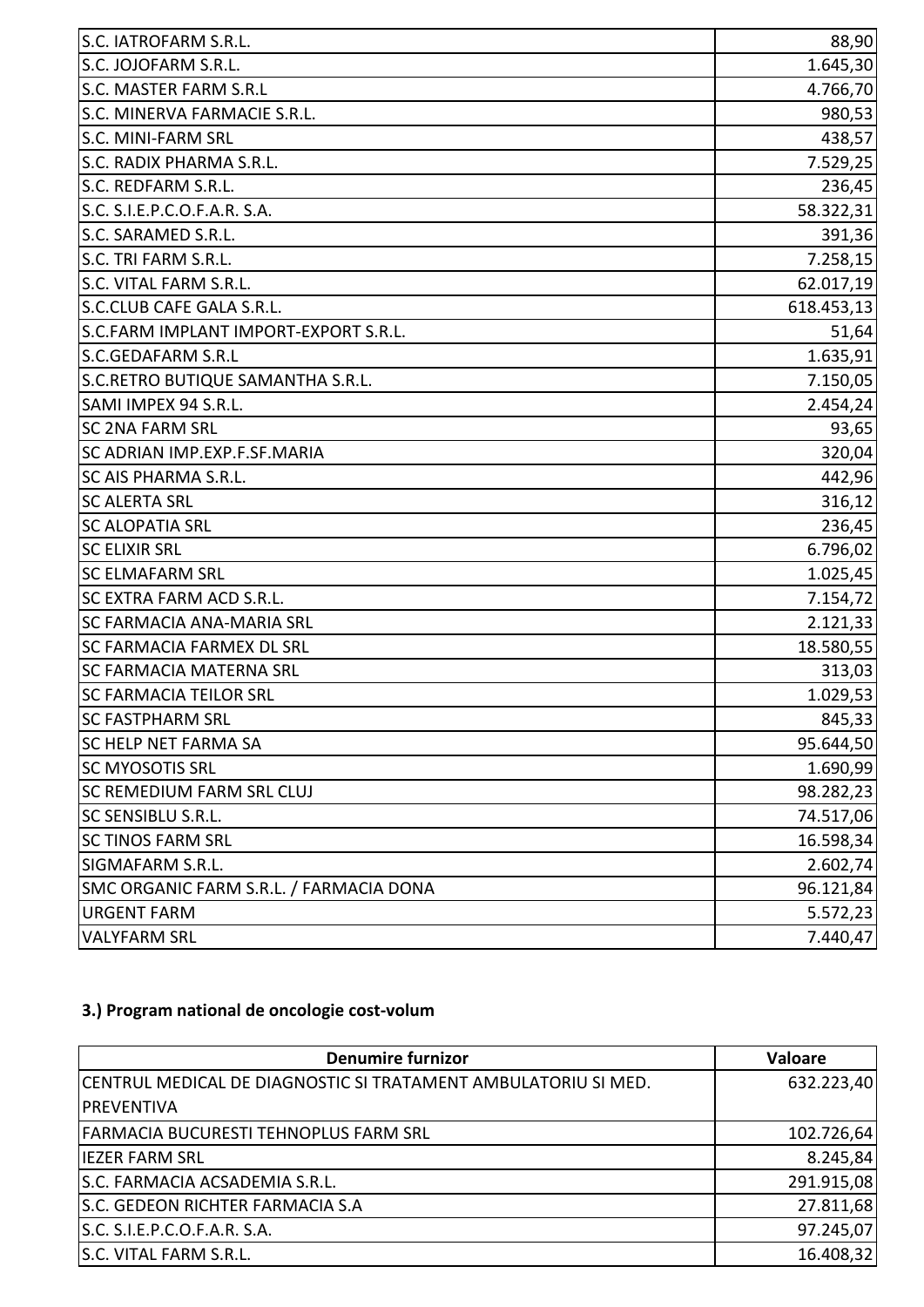| | |
|---|---|
| S.C. IATROFARM S.R.L. | 88,90 |
| S.C. JOJOFARM S.R.L. | 1.645,30 |
| S.C. MASTER FARM S.R.L | 4.766,70 |
| S.C. MINERVA FARMACIE S.R.L. | 980,53 |
| S.C. MINI-FARM SRL | 438,57 |
| S.C. RADIX PHARMA S.R.L. | 7.529,25 |
| S.C. REDFARM S.R.L. | 236,45 |
| S.C. S.I.E.P.C.O.F.A.R. S.A. | 58.322,31 |
| S.C. SARAMED S.R.L. | 391,36 |
| S.C. TRI FARM S.R.L. | 7.258,15 |
| S.C. VITAL FARM S.R.L. | 62.017,19 |
| S.C.CLUB CAFE GALA S.R.L. | 618.453,13 |
| S.C.FARM IMPLANT IMPORT-EXPORT S.R.L. | 51,64 |
| S.C.GEDAFARM S.R.L | 1.635,91 |
| S.C.RETRO BUTIQUE SAMANTHA S.R.L. | 7.150,05 |
| SAMI IMPEX 94 S.R.L. | 2.454,24 |
| SC 2NA FARM SRL | 93,65 |
| SC ADRIAN IMP.EXP.F.SF.MARIA | 320,04 |
| SC AIS PHARMA S.R.L. | 442,96 |
| SC ALERTA SRL | 316,12 |
| SC ALOPATIA SRL | 236,45 |
| SC ELIXIR SRL | 6.796,02 |
| SC ELMAFARM SRL | 1.025,45 |
| SC EXTRA FARM ACD S.R.L. | 7.154,72 |
| SC FARMACIA ANA-MARIA SRL | 2.121,33 |
| SC FARMACIA FARMEX DL SRL | 18.580,55 |
| SC FARMACIA MATERNA SRL | 313,03 |
| SC FARMACIA TEILOR SRL | 1.029,53 |
| SC FASTPHARM SRL | 845,33 |
| SC HELP NET FARMA SA | 95.644,50 |
| SC MYOSOTIS SRL | 1.690,99 |
| SC REMEDIUM FARM SRL CLUJ | 98.282,23 |
| SC SENSIBLU S.R.L. | 74.517,06 |
| SC TINOS FARM SRL | 16.598,34 |
| SIGMAFARM S.R.L. | 2.602,74 |
| SMC ORGANIC FARM S.R.L. / FARMACIA DONA | 96.121,84 |
| URGENT FARM | 5.572,23 |
| VALYFARM SRL | 7.440,47 |

**3.) Program national de oncologie cost-volum**

| Denumire furnizor | Valoare |
|---|---|
| CENTRUL MEDICAL DE DIAGNOSTIC SI TRATAMENT AMBULATORIU SI MED. PREVENTIVA | 632.223,40 |
| FARMACIA BUCURESTI TEHNOPLUS FARM SRL | 102.726,64 |
| IEZER FARM SRL | 8.245,84 |
| S.C. FARMACIA ACSADEMIA S.R.L. | 291.915,08 |
| S.C. GEDEON RICHTER FARMACIA S.A | 27.811,68 |
| S.C. S.I.E.P.C.O.F.A.R. S.A. | 97.245,07 |
| S.C. VITAL FARM S.R.L. | 16.408,32 |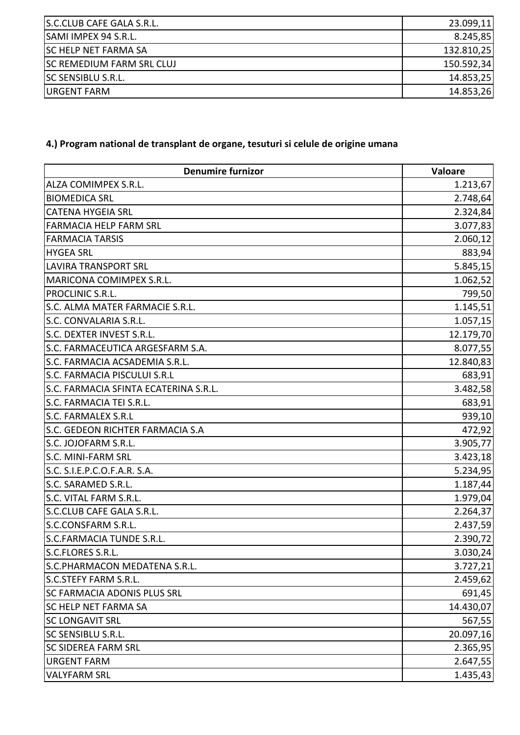| | |
|---|---|
| S.C.CLUB CAFE GALA S.R.L. | 23.099,11 |
| SAMI IMPEX 94 S.R.L. | 8.245,85 |
| SC HELP NET FARMA SA | 132.810,25 |
| SC REMEDIUM FARM SRL CLUJ | 150.592,34 |
| SC SENSIBLU S.R.L. | 14.853,25 |
| URGENT FARM | 14.853,26 |

**4.) Program national de transplant de organe, tesuturi si celule de origine umana**

| Denumire furnizor | Valoare |
|---|---|
| ALZA COMIMPEX S.R.L. | 1.213,67 |
| BIOMEDICA SRL | 2.748,64 |
| CATENA HYGEIA SRL | 2.324,84 |
| FARMACIA HELP FARM SRL | 3.077,83 |
| FARMACIA TARSIS | 2.060,12 |
| HYGEA SRL | 883,94 |
| LAVIRA TRANSPORT SRL | 5.845,15 |
| MARICONA COMIMPEX S.R.L. | 1.062,52 |
| PROCLINIC S.R.L. | 799,50 |
| S.C. ALMA MATER FARMACIE S.R.L. | 1.145,51 |
| S.C. CONVALARIA S.R.L. | 1.057,15 |
| S.C. DEXTER INVEST S.R.L. | 12.179,70 |
| S.C. FARMACEUTICA ARGESFARM S.A. | 8.077,55 |
| S.C. FARMACIA ACSADEMIA S.R.L. | 12.840,83 |
| S.C. FARMACIA PISCULUI S.R.L | 683,91 |
| S.C. FARMACIA SFINTA ECATERINA S.R.L. | 3.482,58 |
| S.C. FARMACIA TEI S.R.L. | 683,91 |
| S.C. FARMALEX S.R.L | 939,10 |
| S.C. GEDEON RICHTER FARMACIA S.A | 472,92 |
| S.C. JOJOFARM S.R.L. | 3.905,77 |
| S.C. MINI-FARM SRL | 3.423,18 |
| S.C. S.I.E.P.C.O.F.A.R. S.A. | 5.234,95 |
| S.C. SARAMED S.R.L. | 1.187,44 |
| S.C. VITAL FARM S.R.L. | 1.979,04 |
| S.C.CLUB CAFE GALA S.R.L. | 2.264,37 |
| S.C.CONSFARM S.R.L. | 2.437,59 |
| S.C.FARMACIA TUNDE S.R.L. | 2.390,72 |
| S.C.FLORES S.R.L. | 3.030,24 |
| S.C.PHARMACON MEDATENA S.R.L. | 3.727,21 |
| S.C.STEFY FARM S.R.L. | 2.459,62 |
| SC FARMACIA ADONIS PLUS SRL | 691,45 |
| SC HELP NET FARMA SA | 14.430,07 |
| SC LONGAVIT SRL | 567,55 |
| SC SENSIBLU S.R.L. | 20.097,16 |
| SC SIDEREA FARM SRL | 2.365,95 |
| URGENT FARM | 2.647,55 |
| VALYFARM SRL | 1.435,43 |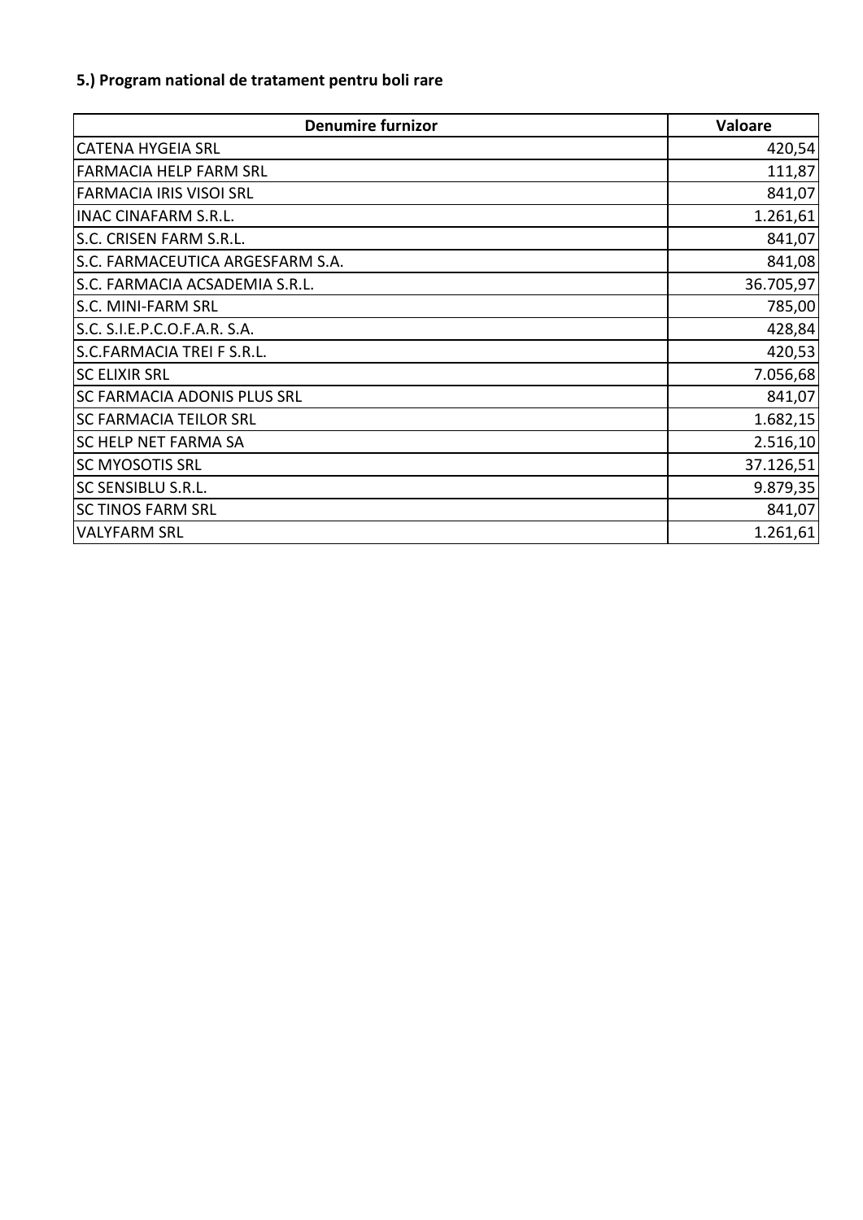### 5.) Program national de tratament pentru boli rare

| Denumire furnizor | Valoare |
|---|---:|
| CATENA HYGEIA SRL | 420,54 |
| FARMACIA HELP FARM SRL | 111,87 |
| FARMACIA IRIS VISOI SRL | 841,07 |
| INAC CINAFARM S.R.L. | 1.261,61 |
| S.C. CRISEN FARM S.R.L. | 841,07 |
| S.C. FARMACEUTICA ARGESFARM S.A. | 841,08 |
| S.C. FARMACIA ACSADEMIA S.R.L. | 36.705,97 |
| S.C. MINI-FARM SRL | 785,00 |
| S.C. S.I.E.P.C.O.F.A.R. S.A. | 428,84 |
| S.C.FARMACIA TREI F S.R.L. | 420,53 |
| SC ELIXIR SRL | 7.056,68 |
| SC FARMACIA ADONIS PLUS SRL | 841,07 |
| SC FARMACIA TEILOR SRL | 1.682,15 |
| SC HELP NET FARMA SA | 2.516,10 |
| SC MYOSOTIS SRL | 37.126,51 |
| SC SENSIBLU S.R.L. | 9.879,35 |
| SC TINOS FARM SRL | 841,07 |
| VALYFARM SRL | 1.261,61 |